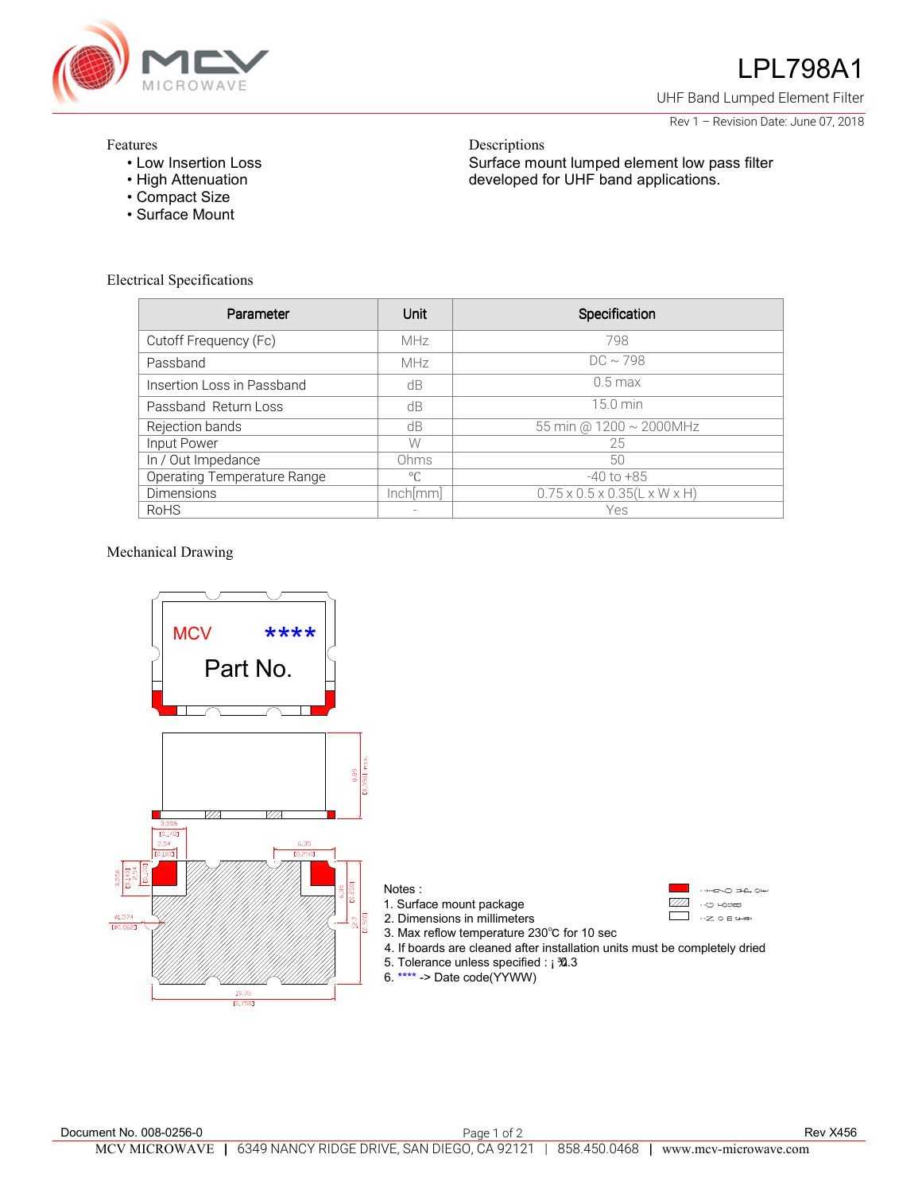# LPL798A1

UHF Band Lumped Element Filter

Rev 1 – Revision Date: June 07, 2018

## Features

- Low Insertion Loss
- High Attenuation
- Compact Size
- Surface Mount

## Descriptions

Surface mount lumped element low pass filter developed for UHF band applications.

## Electrical Specifications

| Parameter | Unit | Specification |
|---|---|---|
| Cutoff Frequency (Fc) | MHz | 798 |
| Passband | MHz | DC ~ 798 |
| Insertion Loss in Passband | dB | 0.5 max |
| Passband Return Loss | dB | 15.0 min |
| Rejection bands | dB | 55 min @ 1200 ~ 2000MHz |
| Input Power | W | 25 |
| In / Out Impedance | Ohms | 50 |
| Operating Temperature Range | ℃ | -40 to +85 |
| Dimensions | Inch[mm] | 0.75 x 0.5 x 0.35(L x W x H) |
| RoHS | - | Yes |

## Mechanical Drawing

MCV ****

Part No.

8.89 [0.350] max

3.556 [0.140]

2.54 [0.100]

6.35 [0.250]

3.556 [0.140]

2.54 [0.100]

Ø1.574 [Ø0.062]

6.35 [0.250]

12.7 [0.500]

19.05 [0.750]

Notes :

1. Surface mount package
2. Dimensions in millimeters
3. Max reflow temperature 230℃ for 10 sec
4. If boards are cleaned after installation units must be completely dried
5. Tolerance unless specified : ±0.3
6. **** -> Date code(YYWW)

Document No. 008-0256-0

Rev X456

MCV MICROWAVE | 6349 NANCY RIDGE DRIVE, SAN DIEGO, CA 92121 | 858.450.0468 | www.mcv-microwave.com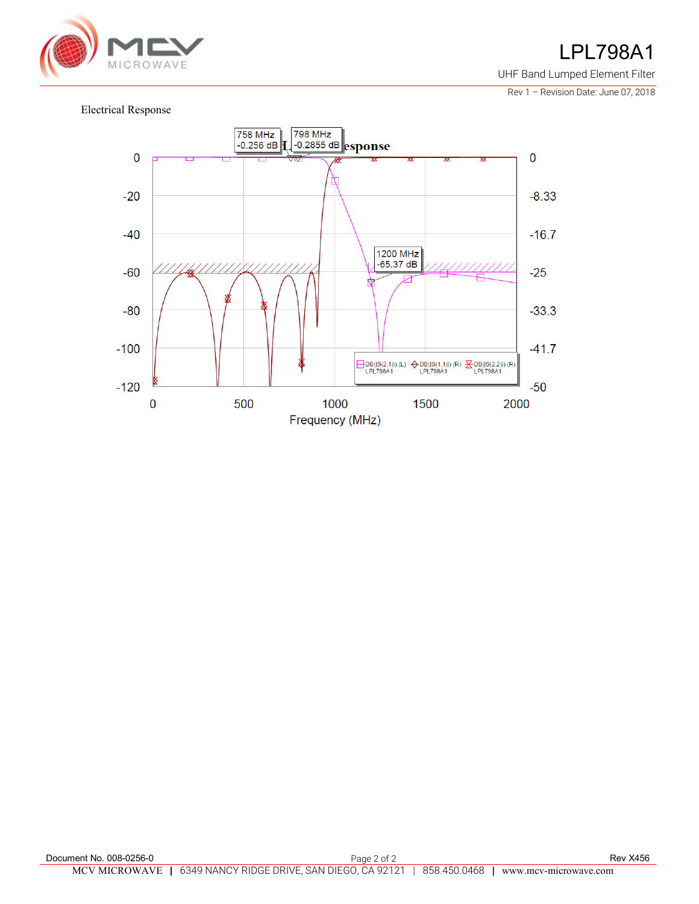Electrical Response

758 MHz
-0.256 dB

798 MHz
-0.2855 dB

L... esponse

1200 MHz
-65.37 dB

0
-20
-40
-60
-80
-100
-120

0
-8.33
-16.7
-25
-33.3
-41.7
-50

0
500
1000
1500
2000

Frequency (MHz)

DB(|S(2,1)|) (L) LPL798A1
DB(|S(1,1)|) (R) LPL798A1
DB(|S(2,2)|) (R) LPL798A1

Document No. 008-0256-0

Rev X456